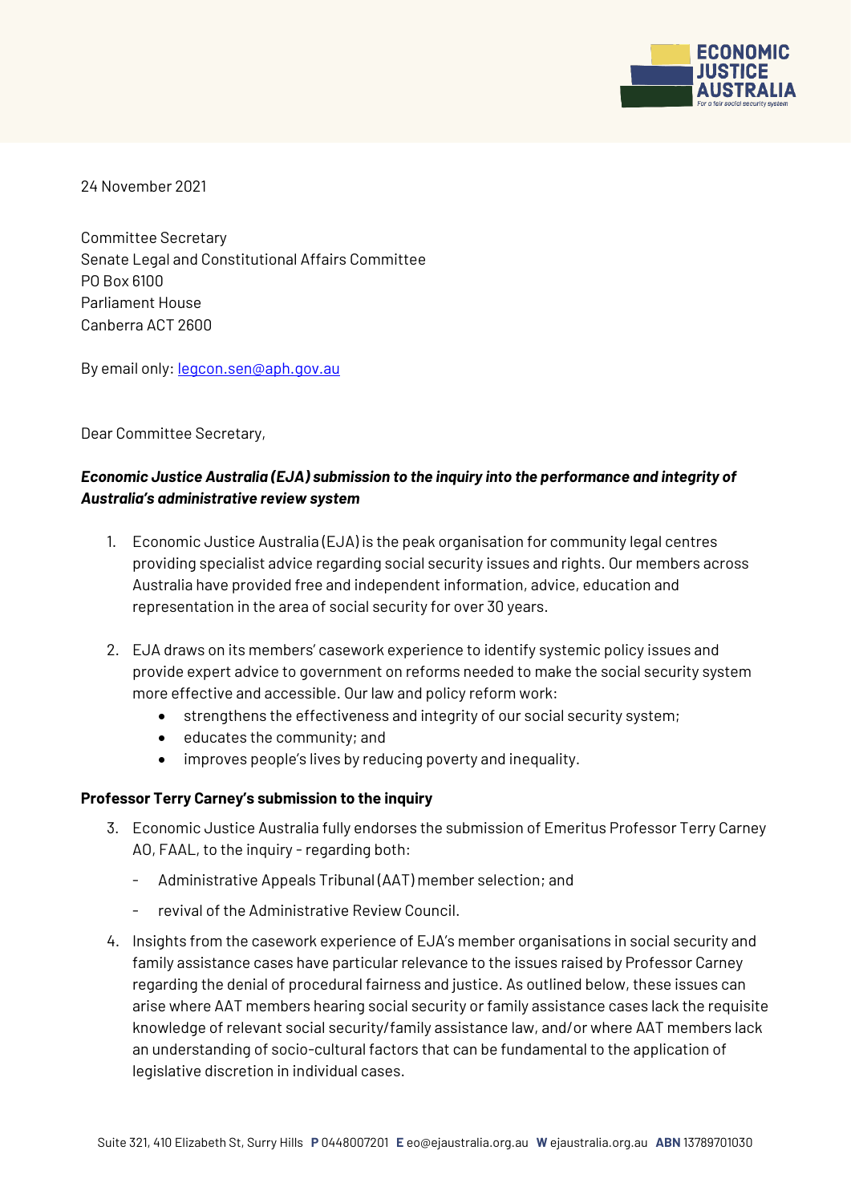24 November 2021

Committee Secretary
Senate Legal and Constitutional Affairs Committee
PO Box 6100
Parliament House
Canberra ACT 2600

By email only: legcon.sen@aph.gov.au

Dear Committee Secretary,

***Economic Justice Australia (EJA) submission to the inquiry into the performance and integrity of Australia's administrative review system***

1. Economic Justice Australia (EJA) is the peak organisation for community legal centres providing specialist advice regarding social security issues and rights. Our members across Australia have provided free and independent information, advice, education and representation in the area of social security for over 30 years.

2. EJA draws on its members' casework experience to identify systemic policy issues and provide expert advice to government on reforms needed to make the social security system more effective and accessible. Our law and policy reform work:
   - strengthens the effectiveness and integrity of our social security system;
   - educates the community; and
   - improves people's lives by reducing poverty and inequality.

**Professor Terry Carney's submission to the inquiry**

3. Economic Justice Australia fully endorses the submission of Emeritus Professor Terry Carney AO, FAAL, to the inquiry - regarding both:
   - Administrative Appeals Tribunal (AAT) member selection; and
   - revival of the Administrative Review Council.

4. Insights from the casework experience of EJA's member organisations in social security and family assistance cases have particular relevance to the issues raised by Professor Carney regarding the denial of procedural fairness and justice. As outlined below, these issues can arise where AAT members hearing social security or family assistance cases lack the requisite knowledge of relevant social security/family assistance law, and/or where AAT members lack an understanding of socio-cultural factors that can be fundamental to the application of legislative discretion in individual cases.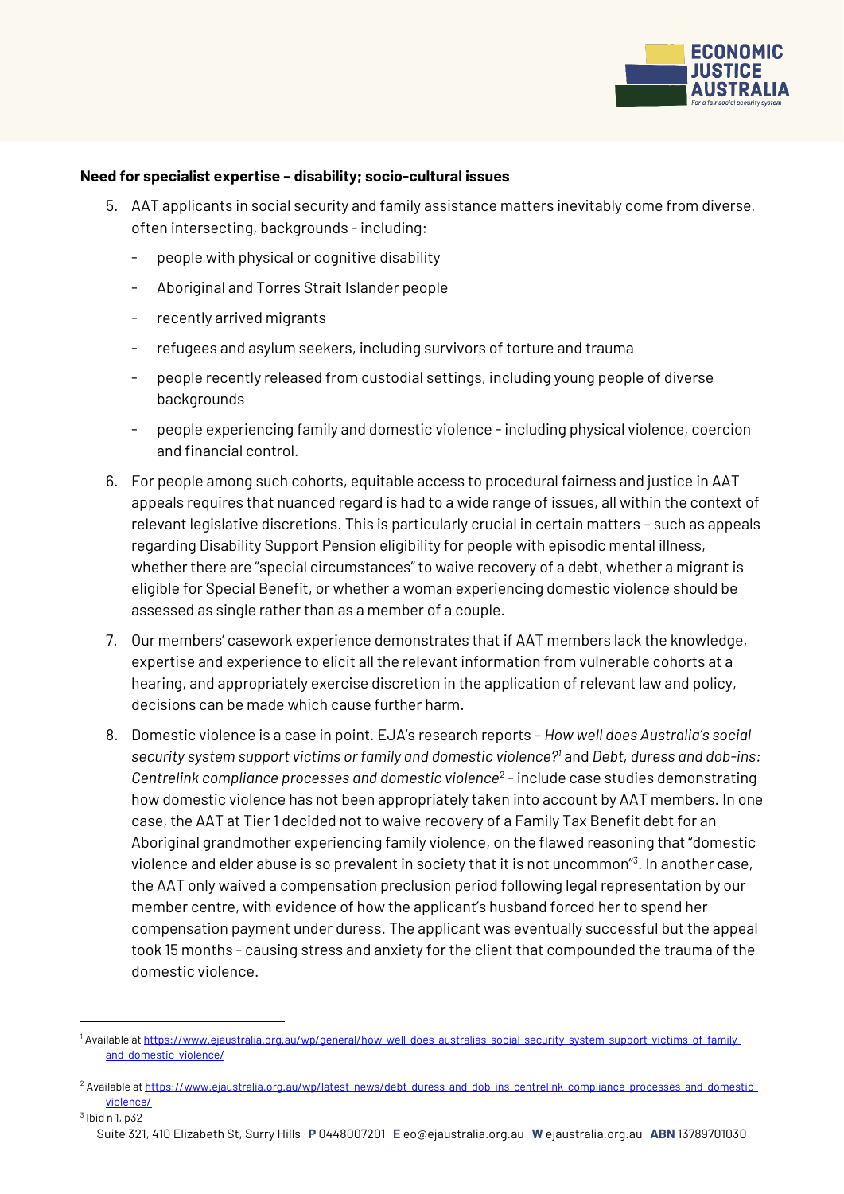**Need for specialist expertise – disability; socio-cultural issues**

5. AAT applicants in social security and family assistance matters inevitably come from diverse, often intersecting, backgrounds - including:
   - people with physical or cognitive disability
   - Aboriginal and Torres Strait Islander people
   - recently arrived migrants
   - refugees and asylum seekers, including survivors of torture and trauma
   - people recently released from custodial settings, including young people of diverse backgrounds
   - people experiencing family and domestic violence - including physical violence, coercion and financial control.
6. For people among such cohorts, equitable access to procedural fairness and justice in AAT appeals requires that nuanced regard is had to a wide range of issues, all within the context of relevant legislative discretions. This is particularly crucial in certain matters – such as appeals regarding Disability Support Pension eligibility for people with episodic mental illness, whether there are "special circumstances" to waive recovery of a debt, whether a migrant is eligible for Special Benefit, or whether a woman experiencing domestic violence should be assessed as single rather than as a member of a couple.
7. Our members' casework experience demonstrates that if AAT members lack the knowledge, expertise and experience to elicit all the relevant information from vulnerable cohorts at a hearing, and appropriately exercise discretion in the application of relevant law and policy, decisions can be made which cause further harm.
8. Domestic violence is a case in point. EJA's research reports – *How well does Australia's social security system support victims or family and domestic violence?*[1] and *Debt, duress and dob-ins: Centrelink compliance processes and domestic violence*[2] - include case studies demonstrating how domestic violence has not been appropriately taken into account by AAT members. In one case, the AAT at Tier 1 decided not to waive recovery of a Family Tax Benefit debt for an Aboriginal grandmother experiencing family violence, on the flawed reasoning that "domestic violence and elder abuse is so prevalent in society that it is not uncommon"[3]. In another case, the AAT only waived a compensation preclusion period following legal representation by our member centre, with evidence of how the applicant's husband forced her to spend her compensation payment under duress. The applicant was eventually successful but the appeal took 15 months - causing stress and anxiety for the client that compounded the trauma of the domestic violence.

---

[1] Available at https://www.ejaustralia.org.au/wp/general/how-well-does-australias-social-security-system-support-victims-of-family-and-domestic-violence/

[2] Available at https://www.ejaustralia.org.au/wp/latest-news/debt-duress-and-dob-ins-centrelink-compliance-processes-and-domestic-violence/

[3] Ibid n 1, p32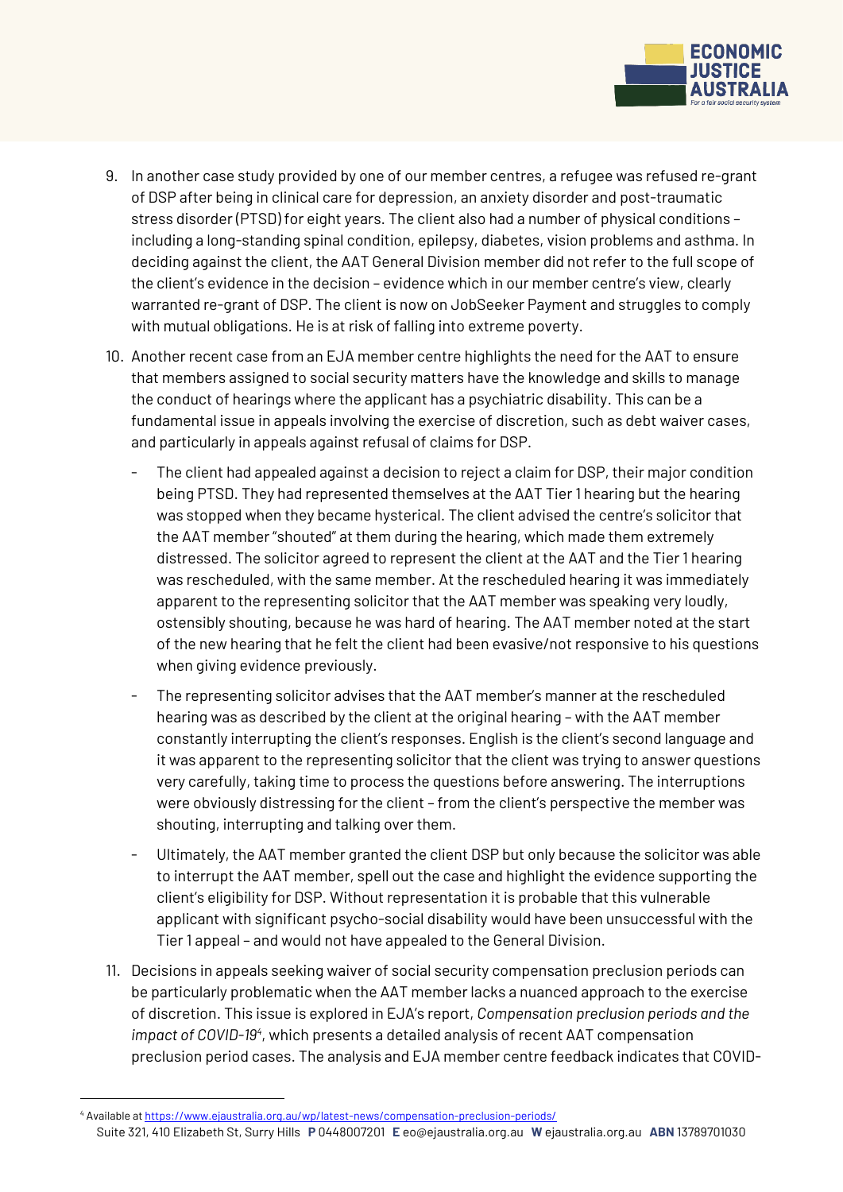9. In another case study provided by one of our member centres, a refugee was refused re-grant of DSP after being in clinical care for depression, an anxiety disorder and post-traumatic stress disorder (PTSD) for eight years. The client also had a number of physical conditions – including a long-standing spinal condition, epilepsy, diabetes, vision problems and asthma. In deciding against the client, the AAT General Division member did not refer to the full scope of the client's evidence in the decision – evidence which in our member centre's view, clearly warranted re-grant of DSP. The client is now on JobSeeker Payment and struggles to comply with mutual obligations. He is at risk of falling into extreme poverty.

10. Another recent case from an EJA member centre highlights the need for the AAT to ensure that members assigned to social security matters have the knowledge and skills to manage the conduct of hearings where the applicant has a psychiatric disability. This can be a fundamental issue in appeals involving the exercise of discretion, such as debt waiver cases, and particularly in appeals against refusal of claims for DSP.

    - The client had appealed against a decision to reject a claim for DSP, their major condition being PTSD. They had represented themselves at the AAT Tier 1 hearing but the hearing was stopped when they became hysterical. The client advised the centre's solicitor that the AAT member "shouted" at them during the hearing, which made them extremely distressed. The solicitor agreed to represent the client at the AAT and the Tier 1 hearing was rescheduled, with the same member. At the rescheduled hearing it was immediately apparent to the representing solicitor that the AAT member was speaking very loudly, ostensibly shouting, because he was hard of hearing. The AAT member noted at the start of the new hearing that he felt the client had been evasive/not responsive to his questions when giving evidence previously.
    - The representing solicitor advises that the AAT member's manner at the rescheduled hearing was as described by the client at the original hearing – with the AAT member constantly interrupting the client's responses. English is the client's second language and it was apparent to the representing solicitor that the client was trying to answer questions very carefully, taking time to process the questions before answering. The interruptions were obviously distressing for the client – from the client's perspective the member was shouting, interrupting and talking over them.
    - Ultimately, the AAT member granted the client DSP but only because the solicitor was able to interrupt the AAT member, spell out the case and highlight the evidence supporting the client's eligibility for DSP. Without representation it is probable that this vulnerable applicant with significant psycho-social disability would have been unsuccessful with the Tier 1 appeal – and would not have appealed to the General Division.

11. Decisions in appeals seeking waiver of social security compensation preclusion periods can be particularly problematic when the AAT member lacks a nuanced approach to the exercise of discretion. This issue is explored in EJA's report, *Compensation preclusion periods and the impact of COVID-19*[4], which presents a detailed analysis of recent AAT compensation preclusion period cases. The analysis and EJA member centre feedback indicates that COVID-

---

[4] Available at https://www.ejaustralia.org.au/wp/latest-news/compensation-preclusion-periods/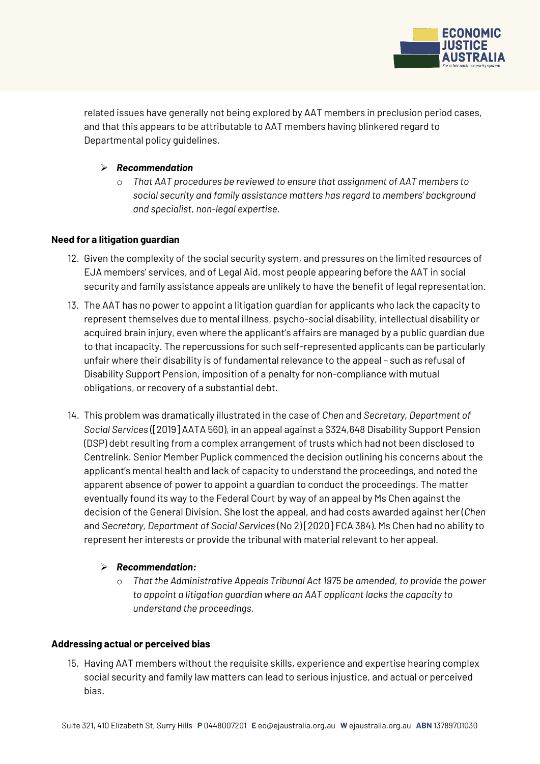related issues have generally not being explored by AAT members in preclusion period cases, and that this appears to be attributable to AAT members having blinkered regard to Departmental policy guidelines.

- ***Recommendation***
  - *That AAT procedures be reviewed to ensure that assignment of AAT members to social security and family assistance matters has regard to members' background and specialist, non-legal expertise.*

**Need for a litigation guardian**

12. Given the complexity of the social security system, and pressures on the limited resources of EJA members' services, and of Legal Aid, most people appearing before the AAT in social security and family assistance appeals are unlikely to have the benefit of legal representation.
13. The AAT has no power to appoint a litigation guardian for applicants who lack the capacity to represent themselves due to mental illness, psycho-social disability, intellectual disability or acquired brain injury, even where the applicant's affairs are managed by a public guardian due to that incapacity. The repercussions for such self-represented applicants can be particularly unfair where their disability is of fundamental relevance to the appeal – such as refusal of Disability Support Pension, imposition of a penalty for non-compliance with mutual obligations, or recovery of a substantial debt.
14. This problem was dramatically illustrated in the case of *Chen* and *Secretary, Department of Social Services* ([2019] AATA 560), in an appeal against a $324,648 Disability Support Pension (DSP) debt resulting from a complex arrangement of trusts which had not been disclosed to Centrelink. Senior Member Puplick commenced the decision outlining his concerns about the applicant's mental health and lack of capacity to understand the proceedings, and noted the apparent absence of power to appoint a guardian to conduct the proceedings. The matter eventually found its way to the Federal Court by way of an appeal by Ms Chen against the decision of the General Division. She lost the appeal, and had costs awarded against her (*Chen* and *Secretary, Department of Social Services* (No 2) [2020] FCA 384). Ms Chen had no ability to represent her interests or provide the tribunal with material relevant to her appeal.

- ***Recommendation:***
  - *That the Administrative Appeals Tribunal Act 1975 be amended, to provide the power to appoint a litigation guardian where an AAT applicant lacks the capacity to understand the proceedings.*

**Addressing actual or perceived bias**

15. Having AAT members without the requisite skills, experience and expertise hearing complex social security and family law matters can lead to serious injustice, and actual or perceived bias.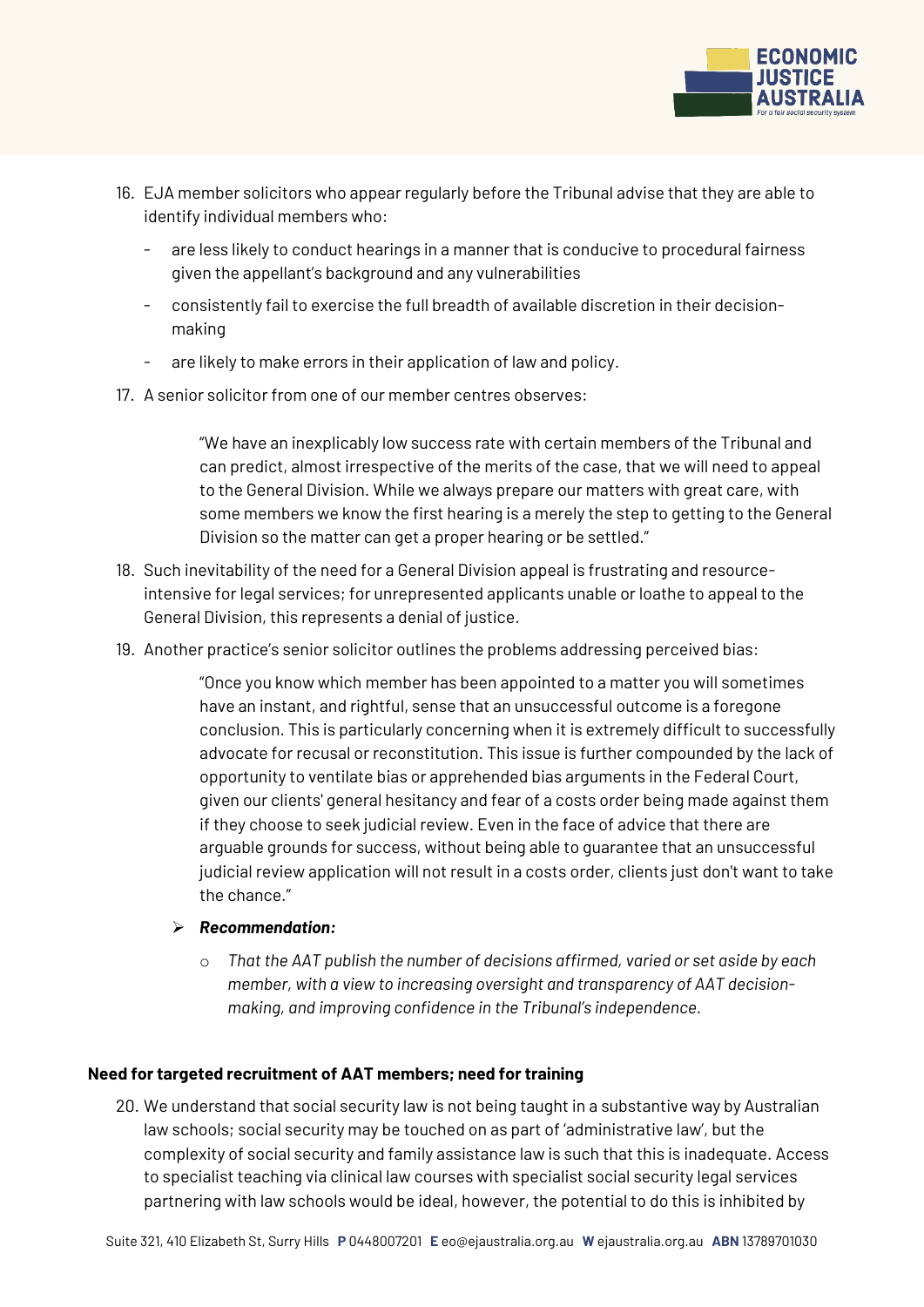16. EJA member solicitors who appear regularly before the Tribunal advise that they are able to identify individual members who:
    - are less likely to conduct hearings in a manner that is conducive to procedural fairness given the appellant's background and any vulnerabilities
    - consistently fail to exercise the full breadth of available discretion in their decision-making
    - are likely to make errors in their application of law and policy.
17. A senior solicitor from one of our member centres observes:

    > "We have an inexplicably low success rate with certain members of the Tribunal and can predict, almost irrespective of the merits of the case, that we will need to appeal to the General Division. While we always prepare our matters with great care, with some members we know the first hearing is a merely the step to getting to the General Division so the matter can get a proper hearing or be settled."

18. Such inevitability of the need for a General Division appeal is frustrating and resource-intensive for legal services; for unrepresented applicants unable or loathe to appeal to the General Division, this represents a denial of justice.
19. Another practice's senior solicitor outlines the problems addressing perceived bias:

    > "Once you know which member has been appointed to a matter you will sometimes have an instant, and rightful, sense that an unsuccessful outcome is a foregone conclusion. This is particularly concerning when it is extremely difficult to successfully advocate for recusal or reconstitution. This issue is further compounded by the lack of opportunity to ventilate bias or apprehended bias arguments in the Federal Court, given our clients' general hesitancy and fear of a costs order being made against them if they choose to seek judicial review. Even in the face of advice that there are arguable grounds for success, without being able to guarantee that an unsuccessful judicial review application will not result in a costs order, clients just don't want to take the chance."

    - ***Recommendation:***
        - *That the AAT publish the number of decisions affirmed, varied or set aside by each member, with a view to increasing oversight and transparency of AAT decision-making, and improving confidence in the Tribunal's independence.*

**Need for targeted recruitment of AAT members; need for training**

20. We understand that social security law is not being taught in a substantive way by Australian law schools; social security may be touched on as part of 'administrative law', but the complexity of social security and family assistance law is such that this is inadequate. Access to specialist teaching via clinical law courses with specialist social security legal services partnering with law schools would be ideal, however, the potential to do this is inhibited by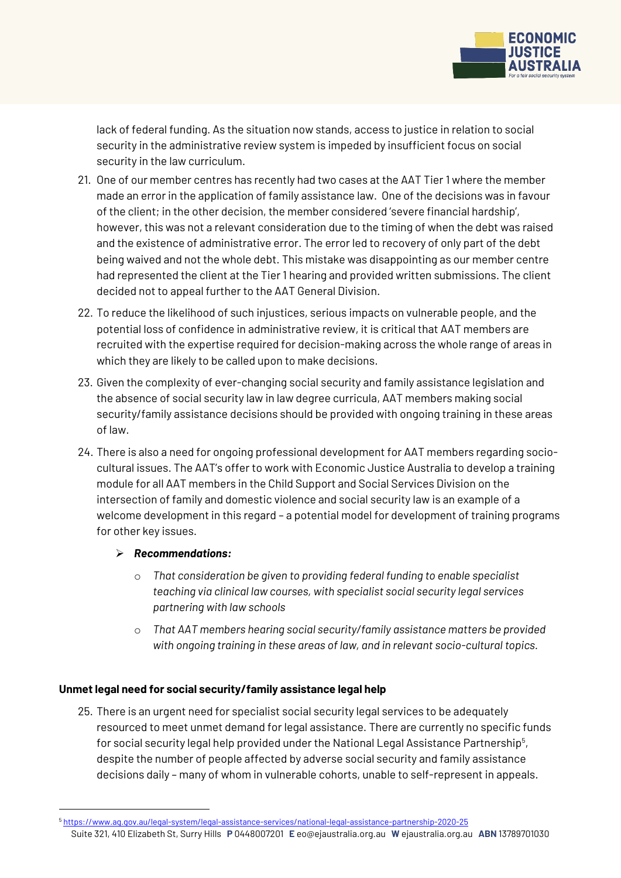lack of federal funding. As the situation now stands, access to justice in relation to social security in the administrative review system is impeded by insufficient focus on social security in the law curriculum.

21. One of our member centres has recently had two cases at the AAT Tier 1 where the member made an error in the application of family assistance law. One of the decisions was in favour of the client; in the other decision, the member considered 'severe financial hardship', however, this was not a relevant consideration due to the timing of when the debt was raised and the existence of administrative error. The error led to recovery of only part of the debt being waived and not the whole debt. This mistake was disappointing as our member centre had represented the client at the Tier 1 hearing and provided written submissions. The client decided not to appeal further to the AAT General Division.

22. To reduce the likelihood of such injustices, serious impacts on vulnerable people, and the potential loss of confidence in administrative review, it is critical that AAT members are recruited with the expertise required for decision-making across the whole range of areas in which they are likely to be called upon to make decisions.

23. Given the complexity of ever-changing social security and family assistance legislation and the absence of social security law in law degree curricula, AAT members making social security/family assistance decisions should be provided with ongoing training in these areas of law.

24. There is also a need for ongoing professional development for AAT members regarding socio-cultural issues. The AAT's offer to work with Economic Justice Australia to develop a training module for all AAT members in the Child Support and Social Services Division on the intersection of family and domestic violence and social security law is an example of a welcome development in this regard – a potential model for development of training programs for other key issues.

- ***Recommendations:***
  - *That consideration be given to providing federal funding to enable specialist teaching via clinical law courses, with specialist social security legal services partnering with law schools*
  - *That AAT members hearing social security/family assistance matters be provided with ongoing training in these areas of law, and in relevant socio-cultural topics.*

**Unmet legal need for social security/family assistance legal help**

25. There is an urgent need for specialist social security legal services to be adequately resourced to meet unmet demand for legal assistance. There are currently no specific funds for social security legal help provided under the National Legal Assistance Partnership[5], despite the number of people affected by adverse social security and family assistance decisions daily – many of whom in vulnerable cohorts, unable to self-represent in appeals.

[5] https://www.ag.gov.au/legal-system/legal-assistance-services/national-legal-assistance-partnership-2020-25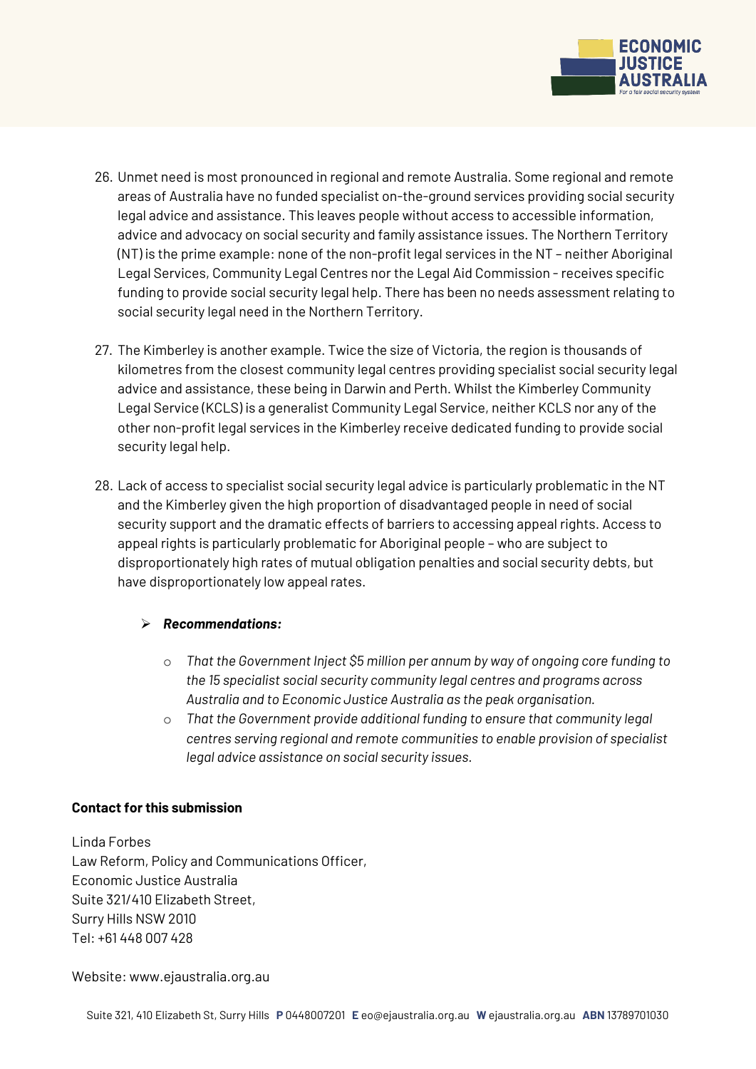26. Unmet need is most pronounced in regional and remote Australia. Some regional and remote areas of Australia have no funded specialist on-the-ground services providing social security legal advice and assistance. This leaves people without access to accessible information, advice and advocacy on social security and family assistance issues. The Northern Territory (NT) is the prime example: none of the non-profit legal services in the NT – neither Aboriginal Legal Services, Community Legal Centres nor the Legal Aid Commission - receives specific funding to provide social security legal help. There has been no needs assessment relating to social security legal need in the Northern Territory.

27. The Kimberley is another example. Twice the size of Victoria, the region is thousands of kilometres from the closest community legal centres providing specialist social security legal advice and assistance, these being in Darwin and Perth. Whilst the Kimberley Community Legal Service (KCLS) is a generalist Community Legal Service, neither KCLS nor any of the other non-profit legal services in the Kimberley receive dedicated funding to provide social security legal help.

28. Lack of access to specialist social security legal advice is particularly problematic in the NT and the Kimberley given the high proportion of disadvantaged people in need of social security support and the dramatic effects of barriers to accessing appeal rights. Access to appeal rights is particularly problematic for Aboriginal people – who are subject to disproportionately high rates of mutual obligation penalties and social security debts, but have disproportionately low appeal rates.

- ***Recommendations:***
    - *That the Government Inject $5 million per annum by way of ongoing core funding to the 15 specialist social security community legal centres and programs across Australia and to Economic Justice Australia as the peak organisation.*
    - *That the Government provide additional funding to ensure that community legal centres serving regional and remote communities to enable provision of specialist legal advice assistance on social security issues.*

**Contact for this submission**

Linda Forbes
Law Reform, Policy and Communications Officer,
Economic Justice Australia
Suite 321/410 Elizabeth Street,
Surry Hills NSW 2010
Tel: +61 448 007 428

Website: www.ejaustralia.org.au